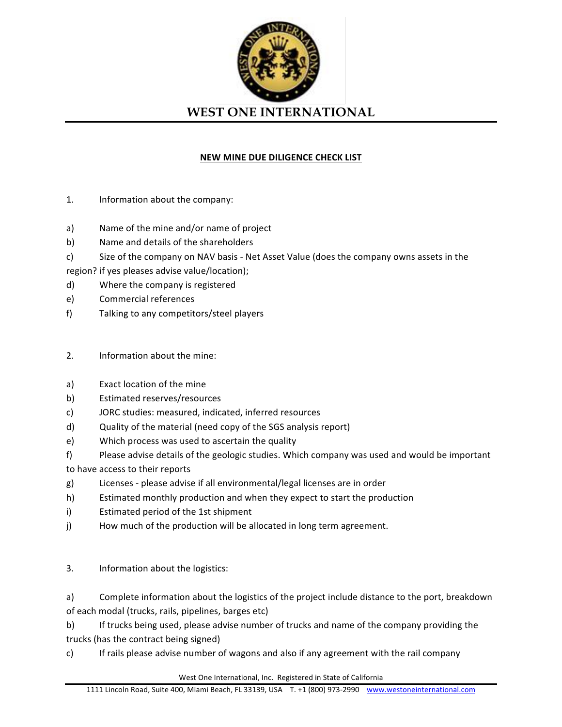# WEST ONE INTERNATIONAL

## NEW MINE DUE DILIGENCE CHECK LIST

1. Information about the company:

a) Name of the mine and/or name of project

b) Name and details of the shareholders

c) Size of the company on NAV basis - Net Asset Value (does the company owns assets in the region? if yes pleases advise value/location);

d) Where the company is registered

e) Commercial references

f) Talking to any competitors/steel players

2. Information about the mine:

a) Exact location of the mine

b) Estimated reserves/resources

c) JORC studies: measured, indicated, inferred resources

d) Quality of the material (need copy of the SGS analysis report)

e) Which process was used to ascertain the quality

f) Please advise details of the geologic studies. Which company was used and would be important to have access to their reports

g) Licenses - please advise if all environmental/legal licenses are in order

h) Estimated monthly production and when they expect to start the production

i) Estimated period of the 1st shipment

j) How much of the production will be allocated in long term agreement.

3. Information about the logistics:

a) Complete information about the logistics of the project include distance to the port, breakdown of each modal (trucks, rails, pipelines, barges etc)

b) If trucks being used, please advise number of trucks and name of the company providing the trucks (has the contract being signed)

c) If rails please advise number of wagons and also if any agreement with the rail company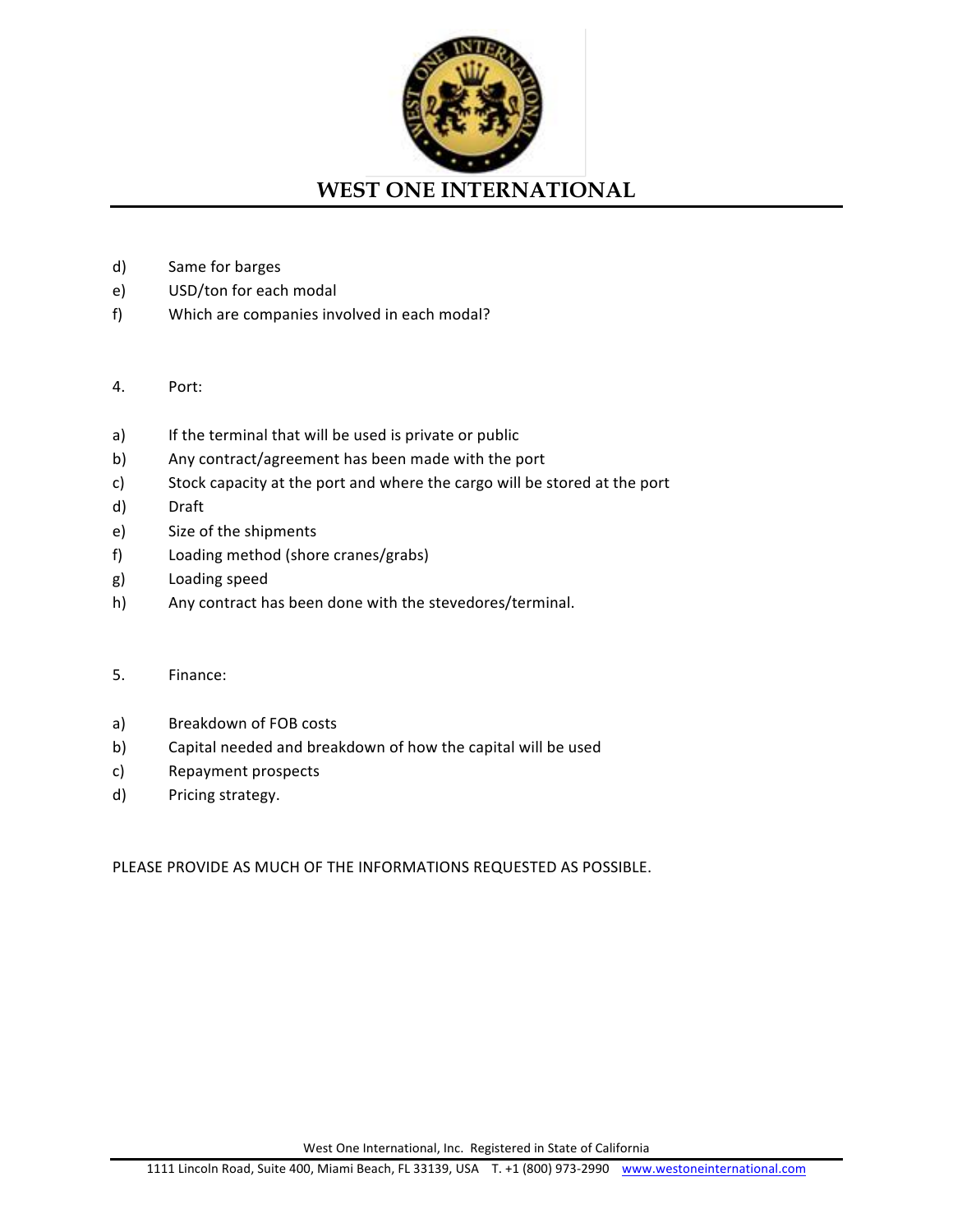d) Same for barges

e) USD/ton for each modal

f) Which are companies involved in each modal?

4. Port:

a) If the terminal that will be used is private or public

b) Any contract/agreement has been made with the port

c) Stock capacity at the port and where the cargo will be stored at the port

d) Draft

e) Size of the shipments

f) Loading method (shore cranes/grabs)

g) Loading speed

h) Any contract has been done with the stevedores/terminal.

5. Finance:

a) Breakdown of FOB costs

b) Capital needed and breakdown of how the capital will be used

c) Repayment prospects

d) Pricing strategy.

PLEASE PROVIDE AS MUCH OF THE INFORMATIONS REQUESTED AS POSSIBLE.